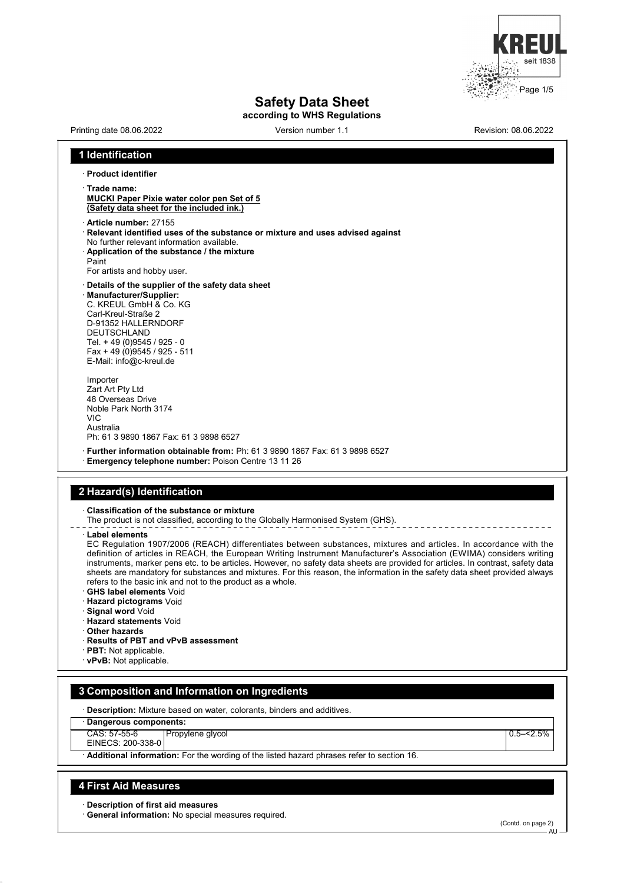# Safety Data Sheet

**according to WHS Regulations**

Printing date 08.06.2022 | Version number 1.1 | Revision: 08.06.2022

## 1 Identification

· **Product identifier**

· **Trade name:**
**MUCKI Paper Pixie water color pen Set of 5**
**(Safety data sheet for the included ink.)**

· **Article number:** 27155

· **Relevant identified uses of the substance or mixture and uses advised against**
No further relevant information available.

· **Application of the substance / the mixture**
Paint
For artists and hobby user.

· **Details of the supplier of the safety data sheet**

· **Manufacturer/Supplier:**
C. KREUL GmbH & Co. KG
Carl-Kreul-Straße 2
D-91352 HALLERNDORF
DEUTSCHLAND
Tel. + 49 (0)9545 / 925 - 0
Fax + 49 (0)9545 / 925 - 511
E-Mail: info@c-kreul.de

Importer
Zart Art Pty Ltd
48 Overseas Drive
Noble Park North 3174
VIC
Australia
Ph: 61 3 9890 1867 Fax: 61 3 9898 6527

· **Further information obtainable from:** Ph: 61 3 9890 1867 Fax: 61 3 9898 6527

· **Emergency telephone number:** Poison Centre 13 11 26

## 2 Hazard(s) Identification

· **Classification of the substance or mixture**
The product is not classified, according to the Globally Harmonised System (GHS).

· **Label elements**
EC Regulation 1907/2006 (REACH) differentiates between substances, mixtures and articles. In accordance with the definition of articles in REACH, the European Writing Instrument Manufacturer's Association (EWIMA) considers writing instruments, marker pens etc. to be articles. However, no safety data sheets are provided for articles. In contrast, safety data sheets are mandatory for substances and mixtures. For this reason, the information in the safety data sheet provided always refers to the basic ink and not to the product as a whole.

· **GHS label elements** Void

· **Hazard pictograms** Void

· **Signal word** Void

· **Hazard statements** Void

· **Other hazards**

· **Results of PBT and vPvB assessment**

· **PBT:** Not applicable.

· **vPvB:** Not applicable.

## 3 Composition and Information on Ingredients

· **Description:** Mixture based on water, colorants, binders and additives.

| · **Dangerous components:** | | |
|---|---|---|
| CAS: 57-55-6<br>EINECS: 200-338-0 | Propylene glycol | 0.5–<2.5% |

· **Additional information:** For the wording of the listed hazard phrases refer to section 16.

## 4 First Aid Measures

· **Description of first aid measures**

· **General information:** No special measures required.

(Contd. on page 2)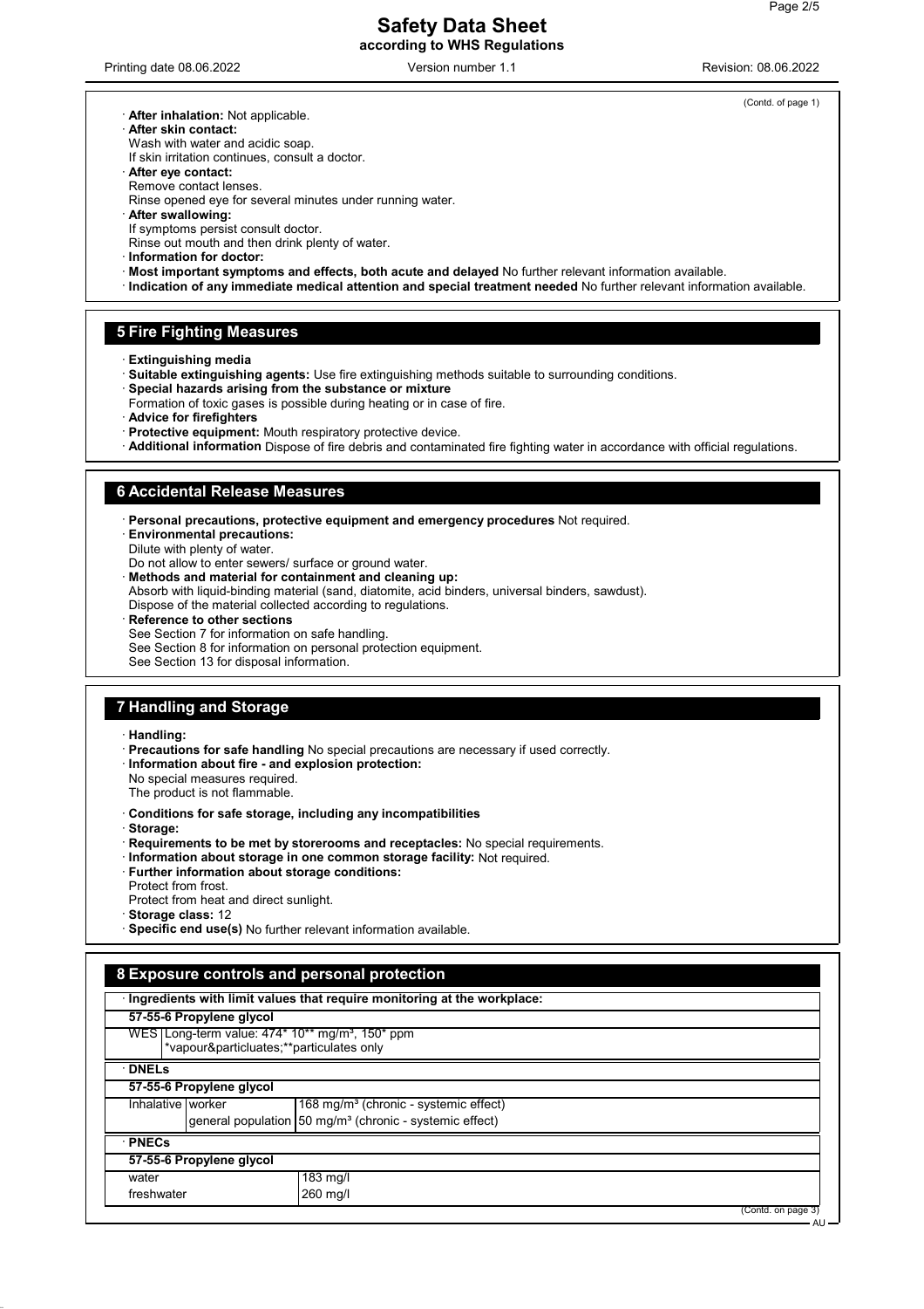(Contd. of page 1)

· **After inhalation:** Not applicable.
· **After skin contact:**
Wash with water and acidic soap.
If skin irritation continues, consult a doctor.
· **After eye contact:**
Remove contact lenses.
Rinse opened eye for several minutes under running water.
· **After swallowing:**
If symptoms persist consult doctor.
Rinse out mouth and then drink plenty of water.
· **Information for doctor:**
· **Most important symptoms and effects, both acute and delayed** No further relevant information available.
· **Indication of any immediate medical attention and special treatment needed** No further relevant information available.

## 5 Fire Fighting Measures

· **Extinguishing media**
· **Suitable extinguishing agents:** Use fire extinguishing methods suitable to surrounding conditions.
· **Special hazards arising from the substance or mixture**
Formation of toxic gases is possible during heating or in case of fire.
· **Advice for firefighters**
· **Protective equipment:** Mouth respiratory protective device.
· **Additional information** Dispose of fire debris and contaminated fire fighting water in accordance with official regulations.

## 6 Accidental Release Measures

· **Personal precautions, protective equipment and emergency procedures** Not required.
· **Environmental precautions:**
Dilute with plenty of water.
Do not allow to enter sewers/ surface or ground water.
· **Methods and material for containment and cleaning up:**
Absorb with liquid-binding material (sand, diatomite, acid binders, universal binders, sawdust).
Dispose of the material collected according to regulations.
· **Reference to other sections**
See Section 7 for information on safe handling.
See Section 8 for information on personal protection equipment.
See Section 13 for disposal information.

## 7 Handling and Storage

· **Handling:**
· **Precautions for safe handling** No special precautions are necessary if used correctly.
· **Information about fire - and explosion protection:**
No special measures required.
The product is not flammable.

· **Conditions for safe storage, including any incompatibilities**
· **Storage:**
· **Requirements to be met by storerooms and receptacles:** No special requirements.
· **Information about storage in one common storage facility:** Not required.
· **Further information about storage conditions:**
Protect from frost.
Protect from heat and direct sunlight.
· **Storage class:** 12
· **Specific end use(s)** No further relevant information available.

## 8 Exposure controls and personal protection

· **Ingredients with limit values that require monitoring at the workplace:**

**57-55-6 Propylene glycol**

| | |
|---|---|
| WES | Long-term value: 474* 10** mg/m³, 150* ppm<br>*vapour&particluates;**particulates only |

· **DNELs**

**57-55-6 Propylene glycol**

| | | |
|---|---|---|
| Inhalative | worker | 168 mg/m³ (chronic - systemic effect) |
| | general population | 50 mg/m³ (chronic - systemic effect) |

· **PNECs**

**57-55-6 Propylene glycol**

| | |
|---|---|
| water | 183 mg/l |
| freshwater | 260 mg/l |

(Contd. on page 3)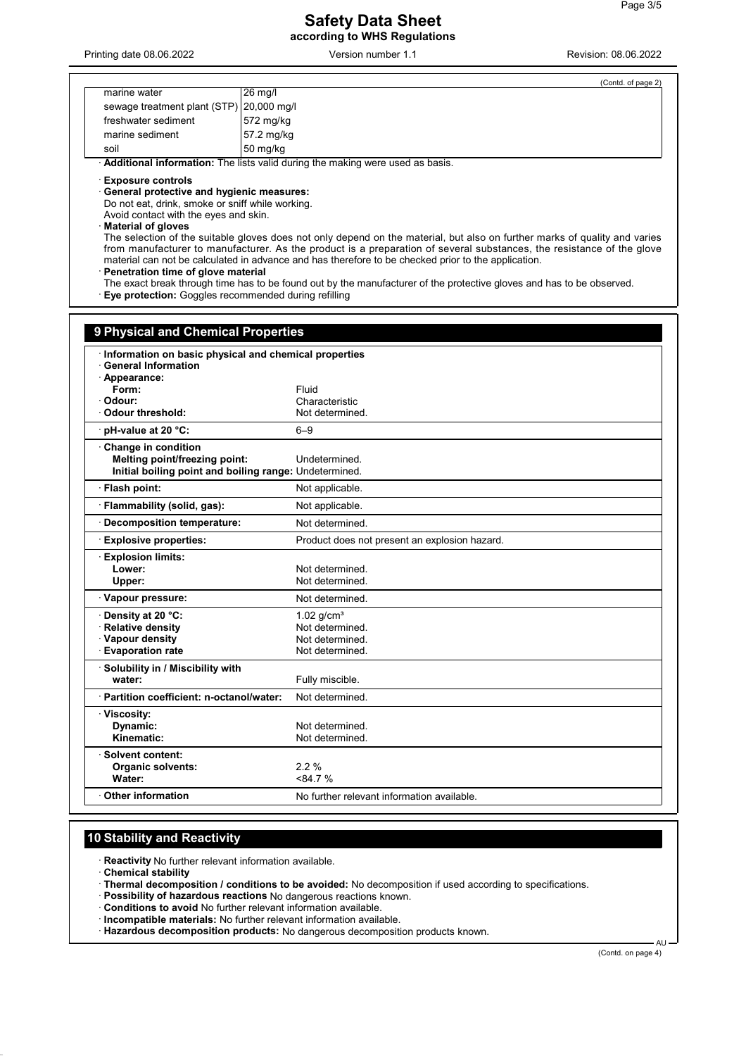(Contd. of page 2)

| | |
|---|---|
| marine water | 26 mg/l |
| sewage treatment plant (STP) | 20,000 mg/l |
| freshwater sediment | 572 mg/kg |
| marine sediment | 57.2 mg/kg |
| soil | 50 mg/kg |

· **Additional information:** The lists valid during the making were used as basis.

· **Exposure controls**
· **General protective and hygienic measures:**
Do not eat, drink, smoke or sniff while working.
Avoid contact with the eyes and skin.
· **Material of gloves**
The selection of the suitable gloves does not only depend on the material, but also on further marks of quality and varies from manufacturer to manufacturer. As the product is a preparation of several substances, the resistance of the glove material can not be calculated in advance and has therefore to be checked prior to the application.
· **Penetration time of glove material**
The exact break through time has to be found out by the manufacturer of the protective gloves and has to be observed.
· **Eye protection:** Goggles recommended during refilling

## 9 Physical and Chemical Properties

· **Information on basic physical and chemical properties**
· **General Information**

| | |
|---|---|
| · **Appearance:** | |
| **Form:** | Fluid |
| · **Odour:** | Characteristic |
| · **Odour threshold:** | Not determined. |
| · **pH-value at 20 °C:** | 6–9 |
| · **Change in condition** | |
| **Melting point/freezing point:** | Undetermined. |
| **Initial boiling point and boiling range:** | Undetermined. |
| · **Flash point:** | Not applicable. |
| · **Flammability (solid, gas):** | Not applicable. |
| · **Decomposition temperature:** | Not determined. |
| · **Explosive properties:** | Product does not present an explosion hazard. |
| · **Explosion limits:** | |
| **Lower:** | Not determined. |
| **Upper:** | Not determined. |
| · **Vapour pressure:** | Not determined. |
| · **Density at 20 °C:** | 1.02 g/cm³ |
| · **Relative density** | Not determined. |
| · **Vapour density** | Not determined. |
| · **Evaporation rate** | Not determined. |
| · **Solubility in / Miscibility with** | |
| **water:** | Fully miscible. |
| · **Partition coefficient: n-octanol/water:** | Not determined. |
| · **Viscosity:** | |
| **Dynamic:** | Not determined. |
| **Kinematic:** | Not determined. |
| · **Solvent content:** | |
| **Organic solvents:** | 2.2 % |
| **Water:** | <84.7 % |
| · **Other information** | No further relevant information available. |

## 10 Stability and Reactivity

· **Reactivity** No further relevant information available.
· **Chemical stability**
· **Thermal decomposition / conditions to be avoided:** No decomposition if used according to specifications.
· **Possibility of hazardous reactions** No dangerous reactions known.
· **Conditions to avoid** No further relevant information available.
· **Incompatible materials:** No further relevant information available.
· **Hazardous decomposition products:** No dangerous decomposition products known.

(Contd. on page 4)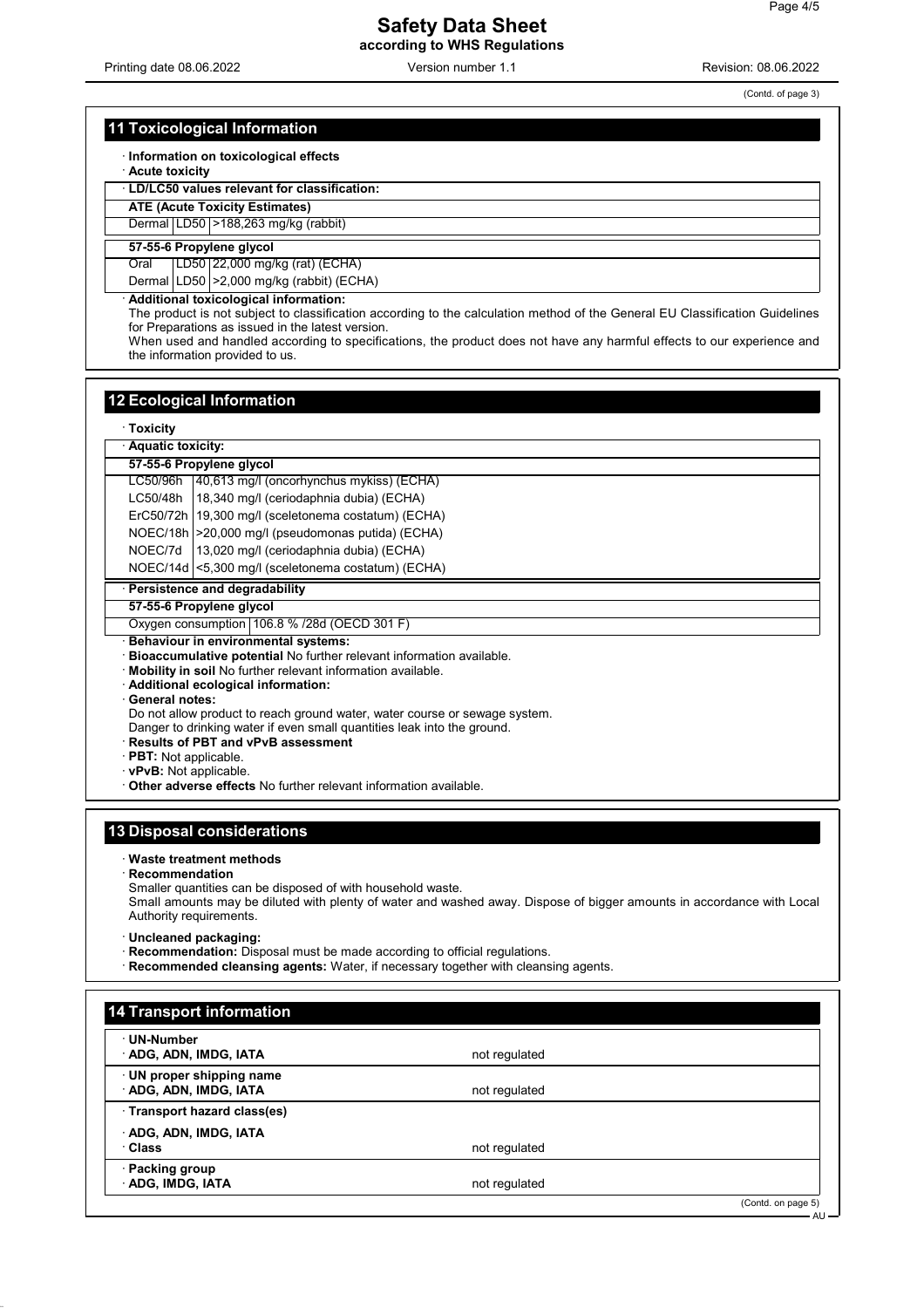(Contd. of page 3)

## 11 Toxicological Information

· **Information on toxicological effects**

· **Acute toxicity**

· **LD/LC50 values relevant for classification:**

| **ATE (Acute Toxicity Estimates)** | | |
|---|---|---|
| Dermal | LD50 | >188,263 mg/kg (rabbit) |
| **57-55-6 Propylene glycol** | | |
| Oral | LD50 | 22,000 mg/kg (rat) (ECHA) |
| Dermal | LD50 | >2,000 mg/kg (rabbit) (ECHA) |

· **Additional toxicological information:**

The product is not subject to classification according to the calculation method of the General EU Classification Guidelines for Preparations as issued in the latest version.

When used and handled according to specifications, the product does not have any harmful effects to our experience and the information provided to us.

## 12 Ecological Information

· **Toxicity**

· **Aquatic toxicity:**

| **57-55-6 Propylene glycol** | |
|---|---|
| LC50/96h | 40,613 mg/l (oncorhynchus mykiss) (ECHA) |
| LC50/48h | 18,340 mg/l (ceriodaphnia dubia) (ECHA) |
| ErC50/72h | 19,300 mg/l (sceletonema costatum) (ECHA) |
| NOEC/18h | >20,000 mg/l (pseudomonas putida) (ECHA) |
| NOEC/7d | 13,020 mg/l (ceriodaphnia dubia) (ECHA) |
| NOEC/14d | <5,300 mg/l (sceletonema costatum) (ECHA) |

· **Persistence and degradability**

| **57-55-6 Propylene glycol** | |
|---|---|
| Oxygen consumption | 106.8 % /28d (OECD 301 F) |

· **Behaviour in environmental systems:**

· **Bioaccumulative potential** No further relevant information available.

· **Mobility in soil** No further relevant information available.

· **Additional ecological information:**

· **General notes:**

Do not allow product to reach ground water, water course or sewage system.

Danger to drinking water if even small quantities leak into the ground.

· **Results of PBT and vPvB assessment**

· **PBT:** Not applicable.

· **vPvB:** Not applicable.

· **Other adverse effects** No further relevant information available.

## 13 Disposal considerations

· **Waste treatment methods**

· **Recommendation**

Smaller quantities can be disposed of with household waste.

Small amounts may be diluted with plenty of water and washed away. Dispose of bigger amounts in accordance with Local Authority requirements.

· **Uncleaned packaging:**

· **Recommendation:** Disposal must be made according to official regulations.

· **Recommended cleansing agents:** Water, if necessary together with cleansing agents.

## 14 Transport information

| | |
|---|---|
| · **UN-Number**<br>· **ADG, ADN, IMDG, IATA** | not regulated |
| · **UN proper shipping name**<br>· **ADG, ADN, IMDG, IATA** | not regulated |
| · **Transport hazard class(es)**<br>· **ADG, ADN, IMDG, IATA**<br>· **Class** | not regulated |
| · **Packing group**<br>· **ADG, IMDG, IATA** | not regulated |

(Contd. on page 5)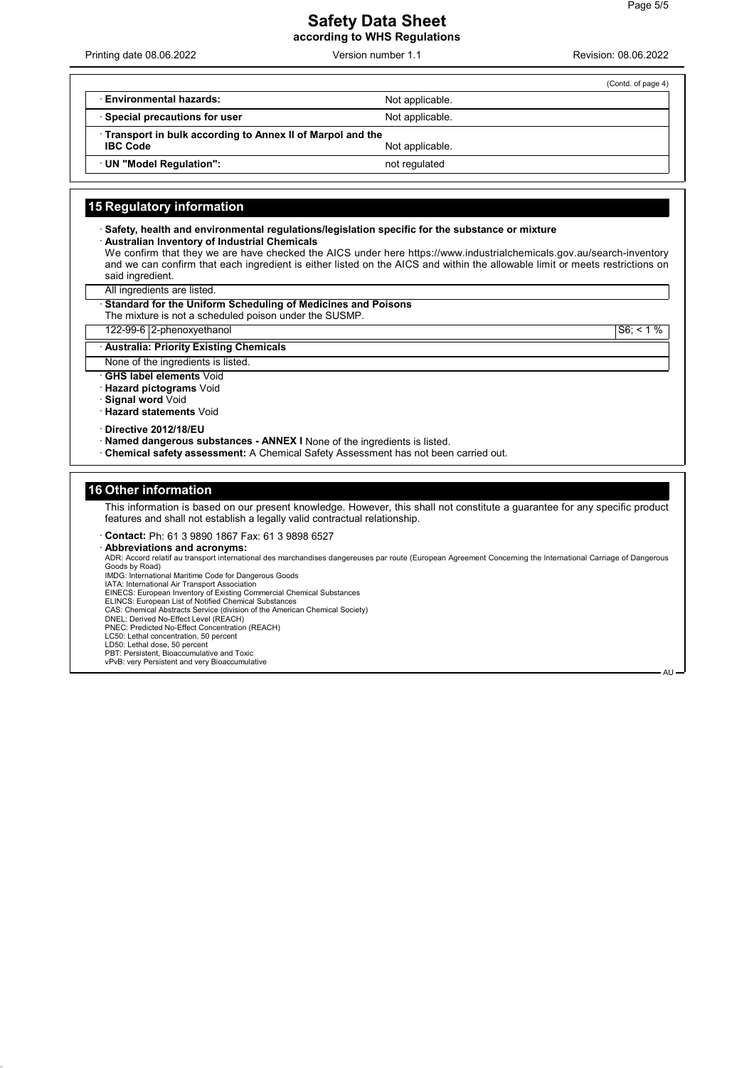(Contd. of page 4)

| | |
|---|---|
| · **Environmental hazards:** | Not applicable. |
| · **Special precautions for user** | Not applicable. |
| · **Transport in bulk according to Annex II of Marpol and the IBC Code** | Not applicable. |
| · **UN "Model Regulation":** | not regulated |

## 15 Regulatory information

· **Safety, health and environmental regulations/legislation specific for the substance or mixture**

· **Australian Inventory of Industrial Chemicals**

We confirm that they we are have checked the AICS under here https://www.industrialchemicals.gov.au/search-inventory and we can confirm that each ingredient is either listed on the AICS and within the allowable limit or meets restrictions on said ingredient.

All ingredients are listed.

· **Standard for the Uniform Scheduling of Medicines and Poisons**

The mixture is not a scheduled poison under the SUSMP.

| | | |
|---|---|---|
| 122-99-6 | 2-phenoxyethanol | S6; < 1 % |

· **Australia: Priority Existing Chemicals**

None of the ingredients is listed.

· **GHS label elements** Void

· **Hazard pictograms** Void

· **Signal word** Void

· **Hazard statements** Void

· **Directive 2012/18/EU**

· **Named dangerous substances - ANNEX I** None of the ingredients is listed.

· **Chemical safety assessment:** A Chemical Safety Assessment has not been carried out.

## 16 Other information

This information is based on our present knowledge. However, this shall not constitute a guarantee for any specific product features and shall not establish a legally valid contractual relationship.

· **Contact:** Ph: 61 3 9890 1867 Fax: 61 3 9898 6527

· **Abbreviations and acronyms:**

ADR: Accord relatif au transport international des marchandises dangereuses par route (European Agreement Concerning the International Carriage of Dangerous Goods by Road)
IMDG: International Maritime Code for Dangerous Goods
IATA: International Air Transport Association
EINECS: European Inventory of Existing Commercial Chemical Substances
ELINCS: European List of Notified Chemical Substances
CAS: Chemical Abstracts Service (division of the American Chemical Society)
DNEL: Derived No-Effect Level (REACH)
PNEC: Predicted No-Effect Concentration (REACH)
LC50: Lethal concentration, 50 percent
LD50: Lethal dose, 50 percent
PBT: Persistent, Bioaccumulative and Toxic
vPvB: very Persistent and very Bioaccumulative